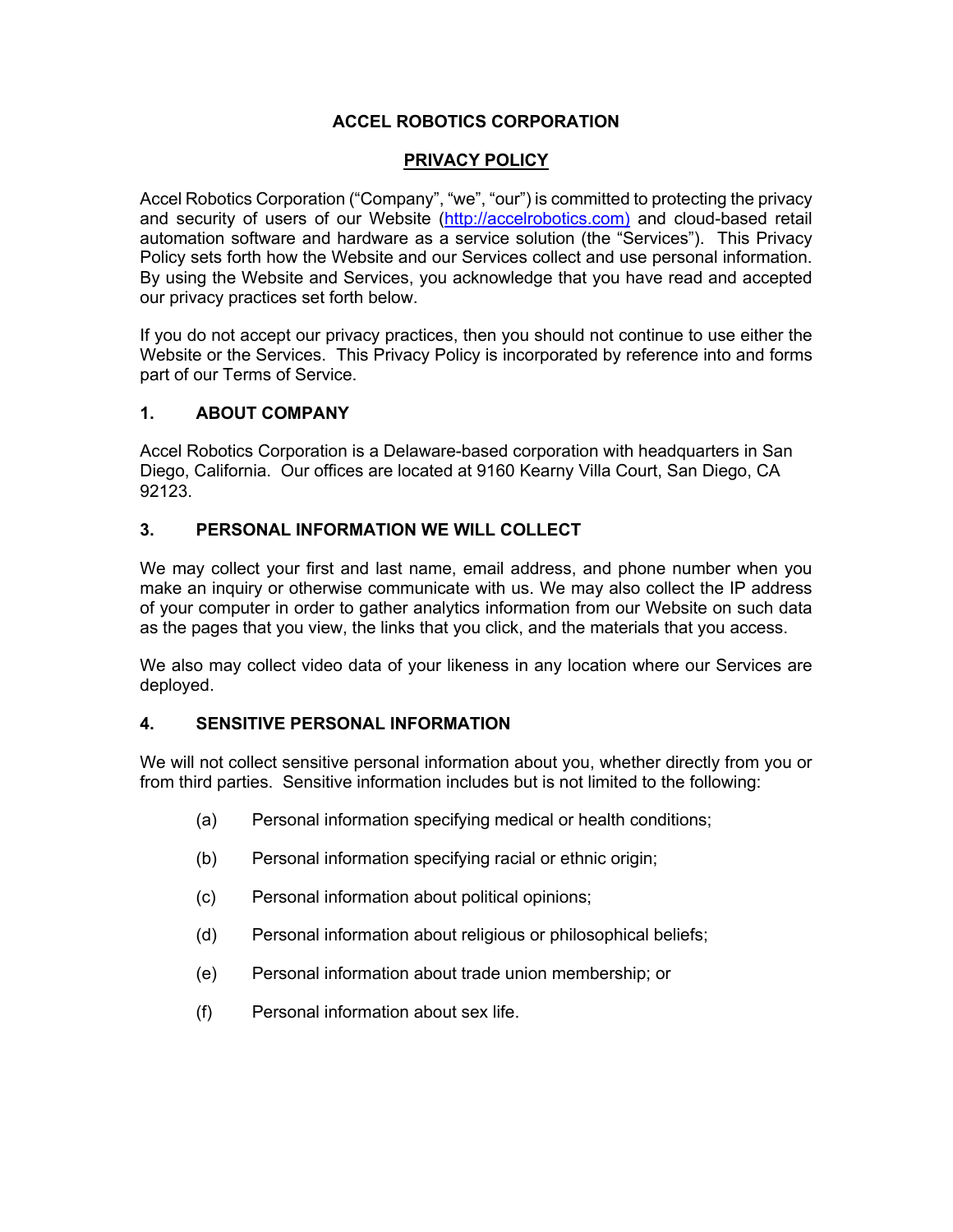# ACCEL ROBOTICS CORPORATION

## PRIVACY POLICY

Accel Robotics Corporation ("Company", "we", "our") is committed to protecting the privacy and security of users of our Website (http://accelrobotics.com) and cloud-based retail automation software and hardware as a service solution (the "Services"). This Privacy Policy sets forth how the Website and our Services collect and use personal information. By using the Website and Services, you acknowledge that you have read and accepted our privacy practices set forth below.

If you do not accept our privacy practices, then you should not continue to use either the Website or the Services. This Privacy Policy is incorporated by reference into and forms part of our Terms of Service.

### 1. ABOUT COMPANY

Accel Robotics Corporation is a Delaware-based corporation with headquarters in San Diego, California. Our offices are located at 9160 Kearny Villa Court, San Diego, CA 92123.

### 3. PERSONAL INFORMATION WE WILL COLLECT

We may collect your first and last name, email address, and phone number when you make an inquiry or otherwise communicate with us. We may also collect the IP address of your computer in order to gather analytics information from our Website on such data as the pages that you view, the links that you click, and the materials that you access.

We also may collect video data of your likeness in any location where our Services are deployed.

### 4. SENSITIVE PERSONAL INFORMATION

We will not collect sensitive personal information about you, whether directly from you or from third parties. Sensitive information includes but is not limited to the following:

(a) Personal information specifying medical or health conditions;

(b) Personal information specifying racial or ethnic origin;

(c) Personal information about political opinions;

(d) Personal information about religious or philosophical beliefs;

(e) Personal information about trade union membership; or

(f) Personal information about sex life.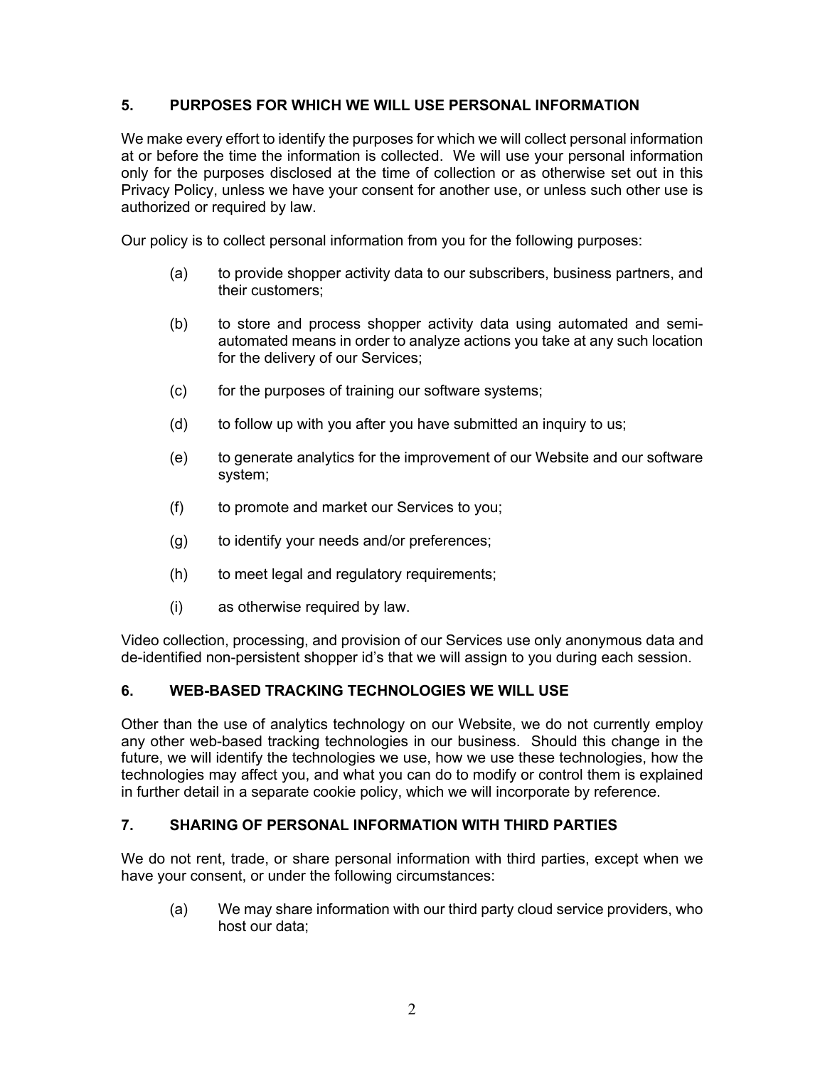## 5. PURPOSES FOR WHICH WE WILL USE PERSONAL INFORMATION

We make every effort to identify the purposes for which we will collect personal information at or before the time the information is collected. We will use your personal information only for the purposes disclosed at the time of collection or as otherwise set out in this Privacy Policy, unless we have your consent for another use, or unless such other use is authorized or required by law.

Our policy is to collect personal information from you for the following purposes:

(a) to provide shopper activity data to our subscribers, business partners, and their customers;

(b) to store and process shopper activity data using automated and semi-automated means in order to analyze actions you take at any such location for the delivery of our Services;

(c) for the purposes of training our software systems;

(d) to follow up with you after you have submitted an inquiry to us;

(e) to generate analytics for the improvement of our Website and our software system;

(f) to promote and market our Services to you;

(g) to identify your needs and/or preferences;

(h) to meet legal and regulatory requirements;

(i) as otherwise required by law.

Video collection, processing, and provision of our Services use only anonymous data and de-identified non-persistent shopper id's that we will assign to you during each session.

## 6. WEB-BASED TRACKING TECHNOLOGIES WE WILL USE

Other than the use of analytics technology on our Website, we do not currently employ any other web-based tracking technologies in our business. Should this change in the future, we will identify the technologies we use, how we use these technologies, how the technologies may affect you, and what you can do to modify or control them is explained in further detail in a separate cookie policy, which we will incorporate by reference.

## 7. SHARING OF PERSONAL INFORMATION WITH THIRD PARTIES

We do not rent, trade, or share personal information with third parties, except when we have your consent, or under the following circumstances:

(a) We may share information with our third party cloud service providers, who host our data;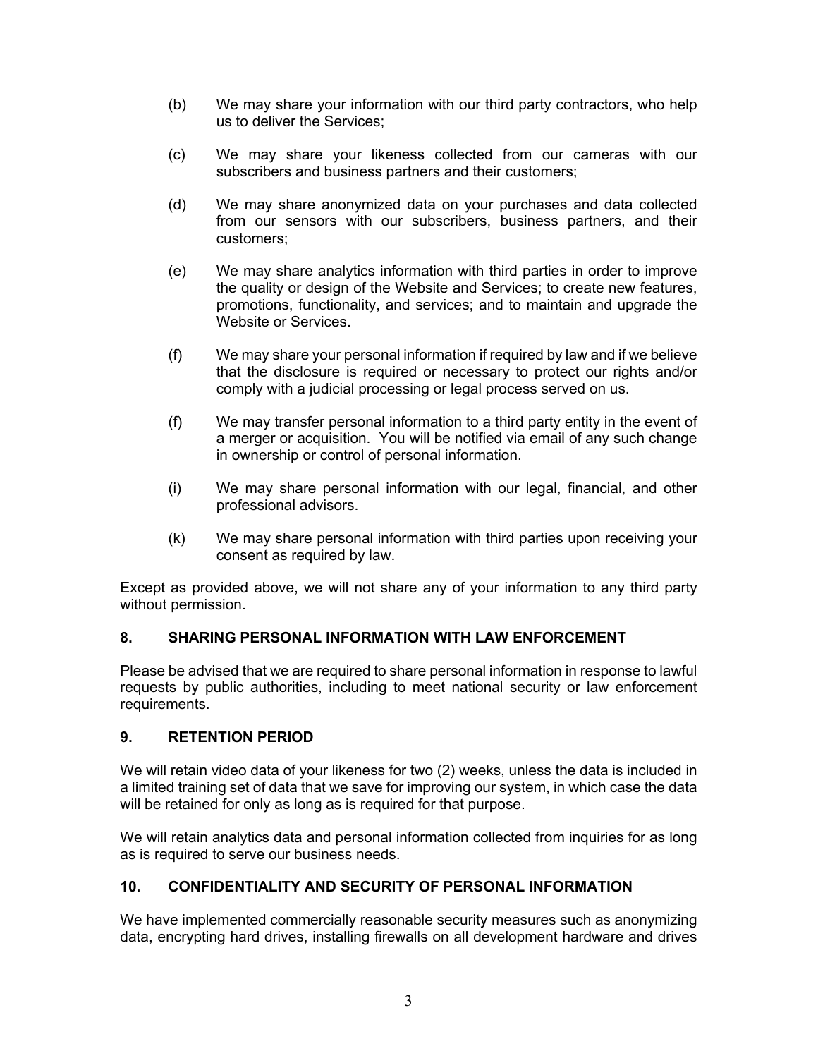(b) We may share your information with our third party contractors, who help us to deliver the Services;

(c) We may share your likeness collected from our cameras with our subscribers and business partners and their customers;

(d) We may share anonymized data on your purchases and data collected from our sensors with our subscribers, business partners, and their customers;

(e) We may share analytics information with third parties in order to improve the quality or design of the Website and Services; to create new features, promotions, functionality, and services; and to maintain and upgrade the Website or Services.

(f) We may share your personal information if required by law and if we believe that the disclosure is required or necessary to protect our rights and/or comply with a judicial processing or legal process served on us.

(f) We may transfer personal information to a third party entity in the event of a merger or acquisition. You will be notified via email of any such change in ownership or control of personal information.

(i) We may share personal information with our legal, financial, and other professional advisors.

(k) We may share personal information with third parties upon receiving your consent as required by law.

Except as provided above, we will not share any of your information to any third party without permission.

## 8. SHARING PERSONAL INFORMATION WITH LAW ENFORCEMENT

Please be advised that we are required to share personal information in response to lawful requests by public authorities, including to meet national security or law enforcement requirements.

## 9. RETENTION PERIOD

We will retain video data of your likeness for two (2) weeks, unless the data is included in a limited training set of data that we save for improving our system, in which case the data will be retained for only as long as is required for that purpose.

We will retain analytics data and personal information collected from inquiries for as long as is required to serve our business needs.

## 10. CONFIDENTIALITY AND SECURITY OF PERSONAL INFORMATION

We have implemented commercially reasonable security measures such as anonymizing data, encrypting hard drives, installing firewalls on all development hardware and drives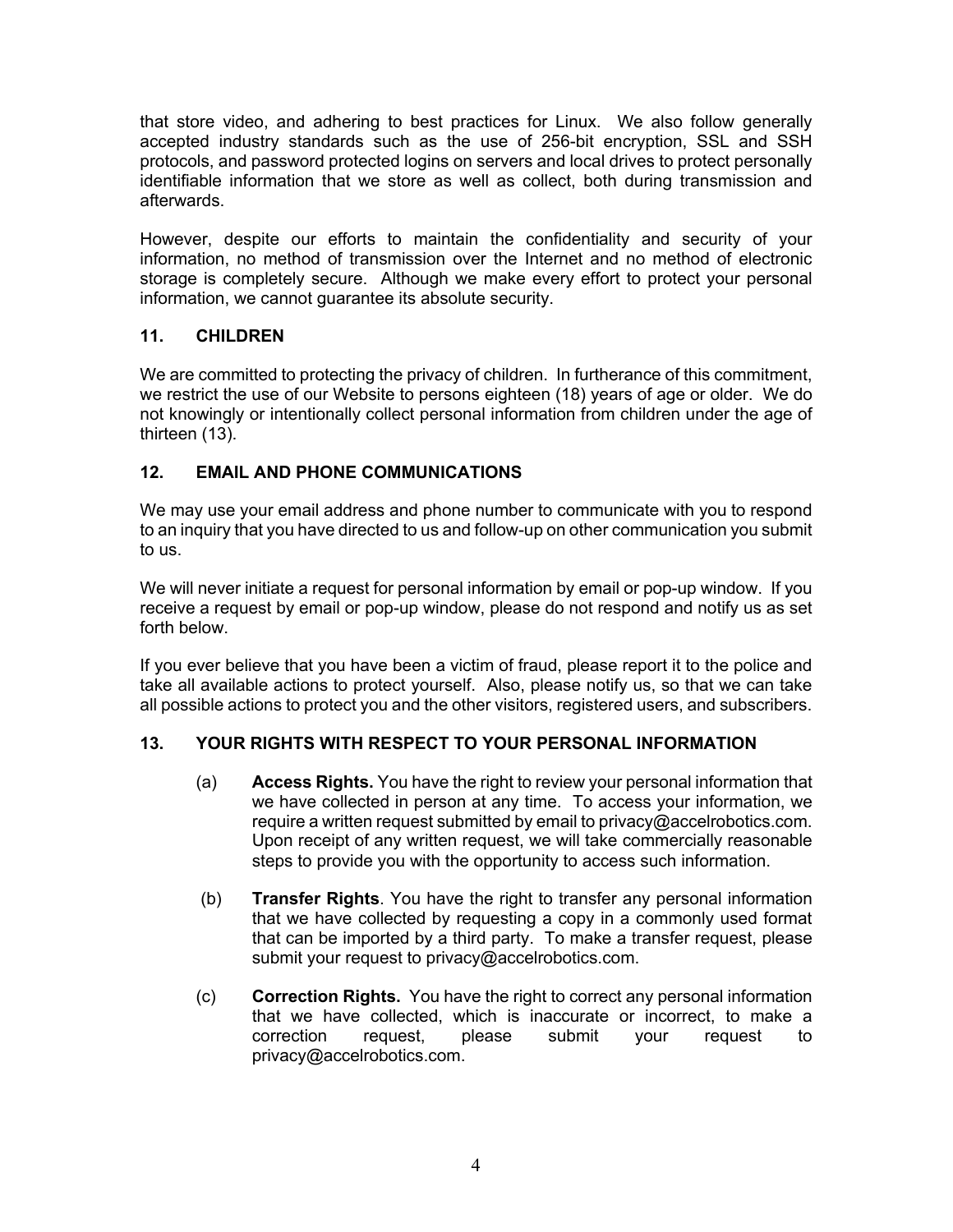that store video, and adhering to best practices for Linux. We also follow generally accepted industry standards such as the use of 256-bit encryption, SSL and SSH protocols, and password protected logins on servers and local drives to protect personally identifiable information that we store as well as collect, both during transmission and afterwards.

However, despite our efforts to maintain the confidentiality and security of your information, no method of transmission over the Internet and no method of electronic storage is completely secure. Although we make every effort to protect your personal information, we cannot guarantee its absolute security.

## 11. CHILDREN

We are committed to protecting the privacy of children. In furtherance of this commitment, we restrict the use of our Website to persons eighteen (18) years of age or older. We do not knowingly or intentionally collect personal information from children under the age of thirteen (13).

## 12. EMAIL AND PHONE COMMUNICATIONS

We may use your email address and phone number to communicate with you to respond to an inquiry that you have directed to us and follow-up on other communication you submit to us.

We will never initiate a request for personal information by email or pop-up window. If you receive a request by email or pop-up window, please do not respond and notify us as set forth below.

If you ever believe that you have been a victim of fraud, please report it to the police and take all available actions to protect yourself. Also, please notify us, so that we can take all possible actions to protect you and the other visitors, registered users, and subscribers.

## 13. YOUR RIGHTS WITH RESPECT TO YOUR PERSONAL INFORMATION

(a) **Access Rights.** You have the right to review your personal information that we have collected in person at any time. To access your information, we require a written request submitted by email to privacy@accelrobotics.com. Upon receipt of any written request, we will take commercially reasonable steps to provide you with the opportunity to access such information.

(b) **Transfer Rights**. You have the right to transfer any personal information that we have collected by requesting a copy in a commonly used format that can be imported by a third party. To make a transfer request, please submit your request to privacy@accelrobotics.com.

(c) **Correction Rights.** You have the right to correct any personal information that we have collected, which is inaccurate or incorrect, to make a correction request, please submit your request to privacy@accelrobotics.com.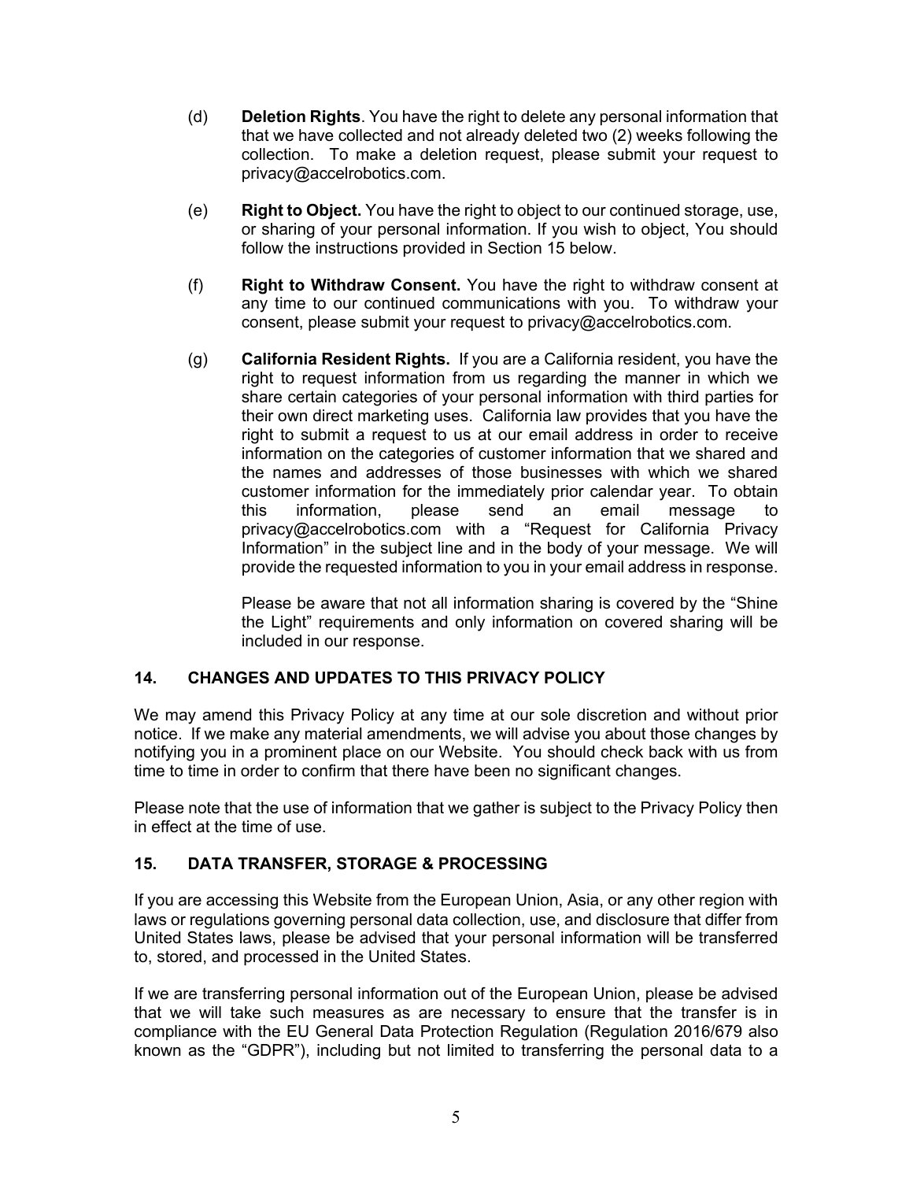(d) **Deletion Rights**. You have the right to delete any personal information that that we have collected and not already deleted two (2) weeks following the collection. To make a deletion request, please submit your request to privacy@accelrobotics.com.

(e) **Right to Object.** You have the right to object to our continued storage, use, or sharing of your personal information. If you wish to object, You should follow the instructions provided in Section 15 below.

(f) **Right to Withdraw Consent.** You have the right to withdraw consent at any time to our continued communications with you. To withdraw your consent, please submit your request to privacy@accelrobotics.com.

(g) **California Resident Rights.** If you are a California resident, you have the right to request information from us regarding the manner in which we share certain categories of your personal information with third parties for their own direct marketing uses. California law provides that you have the right to submit a request to us at our email address in order to receive information on the categories of customer information that we shared and the names and addresses of those businesses with which we shared customer information for the immediately prior calendar year. To obtain this information, please send an email message to privacy@accelrobotics.com with a "Request for California Privacy Information" in the subject line and in the body of your message. We will provide the requested information to you in your email address in response.

Please be aware that not all information sharing is covered by the "Shine the Light" requirements and only information on covered sharing will be included in our response.

## 14. CHANGES AND UPDATES TO THIS PRIVACY POLICY

We may amend this Privacy Policy at any time at our sole discretion and without prior notice. If we make any material amendments, we will advise you about those changes by notifying you in a prominent place on our Website. You should check back with us from time to time in order to confirm that there have been no significant changes.

Please note that the use of information that we gather is subject to the Privacy Policy then in effect at the time of use.

## 15. DATA TRANSFER, STORAGE & PROCESSING

If you are accessing this Website from the European Union, Asia, or any other region with laws or regulations governing personal data collection, use, and disclosure that differ from United States laws, please be advised that your personal information will be transferred to, stored, and processed in the United States.

If we are transferring personal information out of the European Union, please be advised that we will take such measures as are necessary to ensure that the transfer is in compliance with the EU General Data Protection Regulation (Regulation 2016/679 also known as the "GDPR"), including but not limited to transferring the personal data to a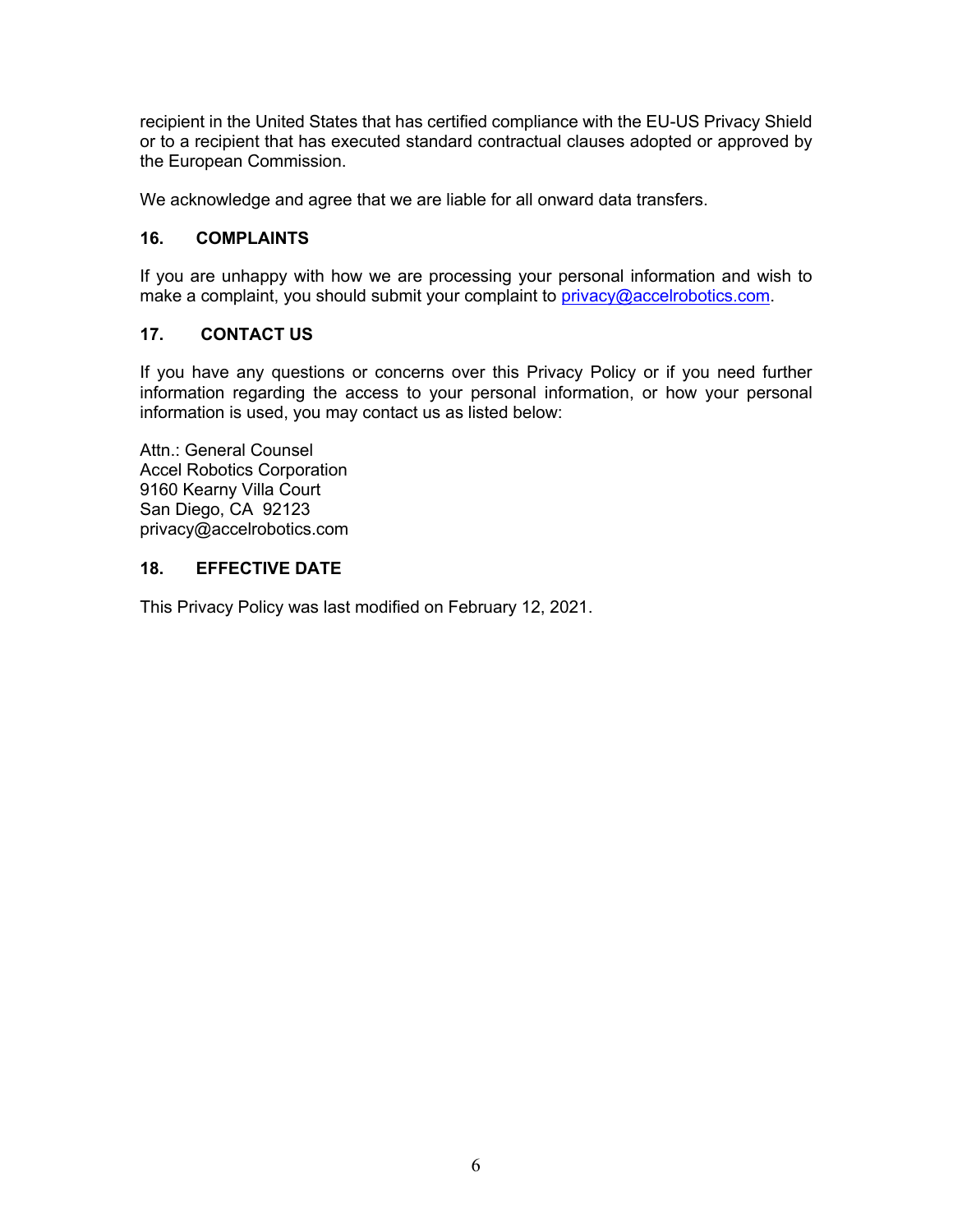recipient in the United States that has certified compliance with the EU-US Privacy Shield or to a recipient that has executed standard contractual clauses adopted or approved by the European Commission.

We acknowledge and agree that we are liable for all onward data transfers.

## 16. COMPLAINTS

If you are unhappy with how we are processing your personal information and wish to make a complaint, you should submit your complaint to privacy@accelrobotics.com.

## 17. CONTACT US

If you have any questions or concerns over this Privacy Policy or if you need further information regarding the access to your personal information, or how your personal information is used, you may contact us as listed below:

Attn.: General Counsel
Accel Robotics Corporation
9160 Kearny Villa Court
San Diego, CA 92123
privacy@accelrobotics.com

## 18. EFFECTIVE DATE

This Privacy Policy was last modified on February 12, 2021.